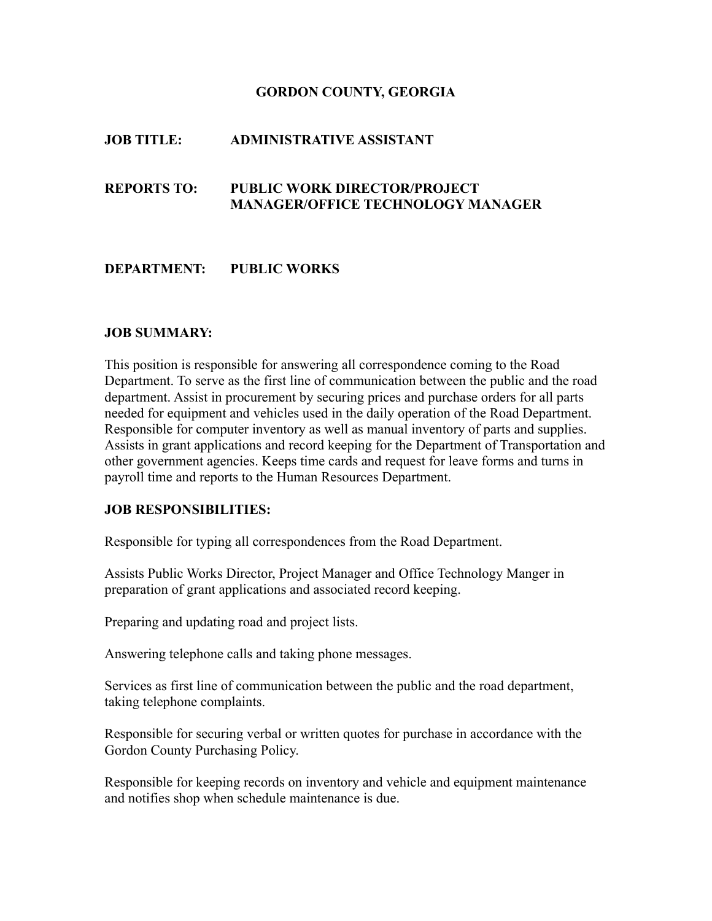# GORDON COUNTY, GEORGIA

**JOB TITLE:** ADMINISTRATIVE ASSISTANT

**REPORTS TO:** PUBLIC WORK DIRECTOR/PROJECT MANAGER/OFFICE TECHNOLOGY MANAGER

**DEPARTMENT:** PUBLIC WORKS

## JOB SUMMARY:

This position is responsible for answering all correspondence coming to the Road Department. To serve as the first line of communication between the public and the road department. Assist in procurement by securing prices and purchase orders for all parts needed for equipment and vehicles used in the daily operation of the Road Department. Responsible for computer inventory as well as manual inventory of parts and supplies. Assists in grant applications and record keeping for the Department of Transportation and other government agencies. Keeps time cards and request for leave forms and turns in payroll time and reports to the Human Resources Department.

## JOB RESPONSIBILITIES:

Responsible for typing all correspondences from the Road Department.

Assists Public Works Director, Project Manager and Office Technology Manger in preparation of grant applications and associated record keeping.

Preparing and updating road and project lists.

Answering telephone calls and taking phone messages.

Services as first line of communication between the public and the road department, taking telephone complaints.

Responsible for securing verbal or written quotes for purchase in accordance with the Gordon County Purchasing Policy.

Responsible for keeping records on inventory and vehicle and equipment maintenance and notifies shop when schedule maintenance is due.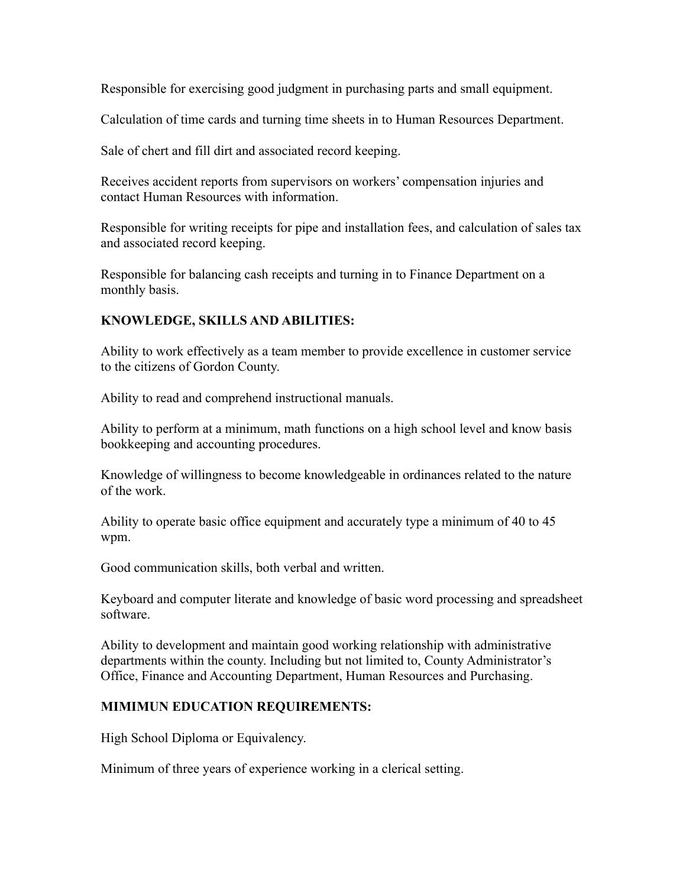Responsible for exercising good judgment in purchasing parts and small equipment.

Calculation of time cards and turning time sheets in to Human Resources Department.

Sale of chert and fill dirt and associated record keeping.

Receives accident reports from supervisors on workers' compensation injuries and contact Human Resources with information.

Responsible for writing receipts for pipe and installation fees, and calculation of sales tax and associated record keeping.

Responsible for balancing cash receipts and turning in to Finance Department on a monthly basis.

**KNOWLEDGE, SKILLS AND ABILITIES:**

Ability to work effectively as a team member to provide excellence in customer service to the citizens of Gordon County.

Ability to read and comprehend instructional manuals.

Ability to perform at a minimum, math functions on a high school level and know basis bookkeeping and accounting procedures.

Knowledge of willingness to become knowledgeable in ordinances related to the nature of the work.

Ability to operate basic office equipment and accurately type a minimum of 40 to 45 wpm.

Good communication skills, both verbal and written.

Keyboard and computer literate and knowledge of basic word processing and spreadsheet software.

Ability to development and maintain good working relationship with administrative departments within the county. Including but not limited to, County Administrator's Office, Finance and Accounting Department, Human Resources and Purchasing.

**MIMIMUN EDUCATION REQUIREMENTS:**

High School Diploma or Equivalency.

Minimum of three years of experience working in a clerical setting.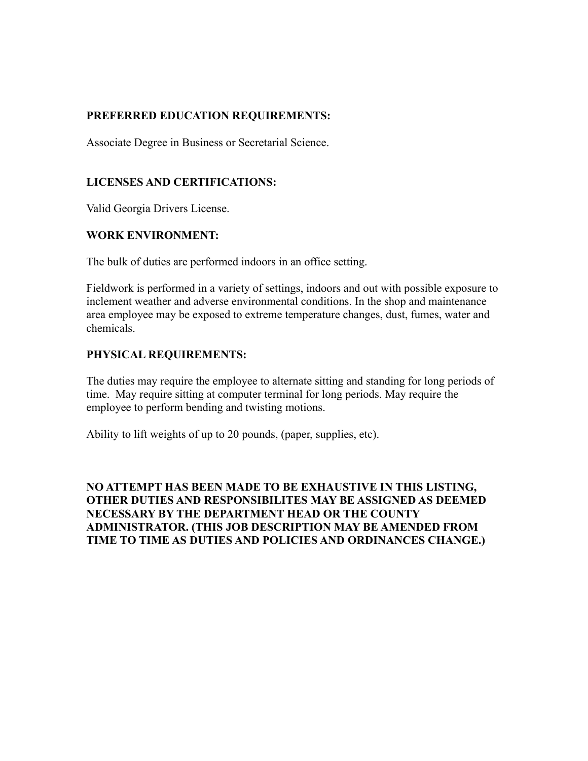**PREFERRED EDUCATION REQUIREMENTS:**

Associate Degree in Business or Secretarial Science.

**LICENSES AND CERTIFICATIONS:**

Valid Georgia Drivers License.

**WORK ENVIRONMENT:**

The bulk of duties are performed indoors in an office setting.

Fieldwork is performed in a variety of settings, indoors and out with possible exposure to inclement weather and adverse environmental conditions. In the shop and maintenance area employee may be exposed to extreme temperature changes, dust, fumes, water and chemicals.

**PHYSICAL REQUIREMENTS:**

The duties may require the employee to alternate sitting and standing for long periods of time. May require sitting at computer terminal for long periods. May require the employee to perform bending and twisting motions.

Ability to lift weights of up to 20 pounds, (paper, supplies, etc).

**NO ATTEMPT HAS BEEN MADE TO BE EXHAUSTIVE IN THIS LISTING, OTHER DUTIES AND RESPONSIBILITES MAY BE ASSIGNED AS DEEMED NECESSARY BY THE DEPARTMENT HEAD OR THE COUNTY ADMINISTRATOR. (THIS JOB DESCRIPTION MAY BE AMENDED FROM TIME TO TIME AS DUTIES AND POLICIES AND ORDINANCES CHANGE.)**